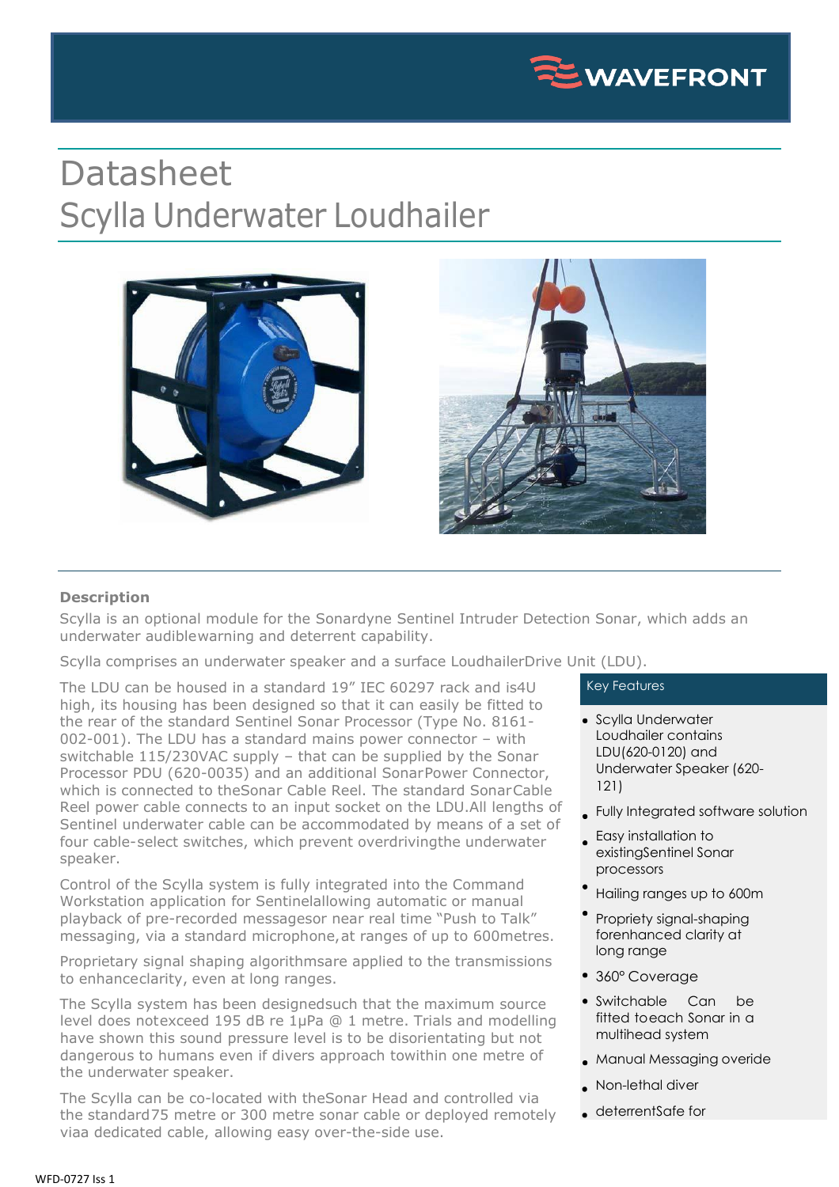WAVEFRONT

# Datasheet
# Scylla Underwater Loudhailer

### Description

Scylla is an optional module for the Sonardyne Sentinel Intruder Detection Sonar, which adds an underwater audiblewarning and deterrent capability.

Scylla comprises an underwater speaker and a surface LoudhailerDrive Unit (LDU).

The LDU can be housed in a standard 19" IEC 60297 rack and is4U high, its housing has been designed so that it can easily be fitted to the rear of the standard Sentinel Sonar Processor (Type No. 8161-002-001). The LDU has a standard mains power connector – with switchable 115/230VAC supply – that can be supplied by the Sonar Processor PDU (620-0035) and an additional SonarPower Connector, which is connected to theSonar Cable Reel. The standard SonarCable Reel power cable connects to an input socket on the LDU.All lengths of Sentinel underwater cable can be accommodated by means of a set of four cable-select switches, which prevent overdrivingthe underwater speaker.

Control of the Scylla system is fully integrated into the Command Workstation application for Sentinelallowing automatic or manual playback of pre-recorded messagesor near real time "Push to Talk" messaging, via a standard microphone,at ranges of up to 600metres.

Proprietary signal shaping algorithmsare applied to the transmissions to enhanceclarity, even at long ranges.

The Scylla system has been designedsuch that the maximum source level does notexceed 195 dB re 1µPa @ 1 metre. Trials and modelling have shown this sound pressure level is to be disorientating but not dangerous to humans even if divers approach towithin one metre of the underwater speaker.

The Scylla can be co-located with theSonar Head and controlled via the standard75 metre or 300 metre sonar cable or deployed remotely viaa dedicated cable, allowing easy over-the-side use.

### Key Features

- Scylla Underwater Loudhailer contains LDU(620-0120) and Underwater Speaker (620-121)
- Fully Integrated software solution
- Easy installation to existingSentinel Sonar processors
- Hailing ranges up to 600m
- Propriety signal-shaping forenhanced clarity at long range
- 360° Coverage
- Switchable Can be fitted toeach Sonar in a multihead system
- Manual Messaging overide
- Non-lethal diver
- deterrentSafe for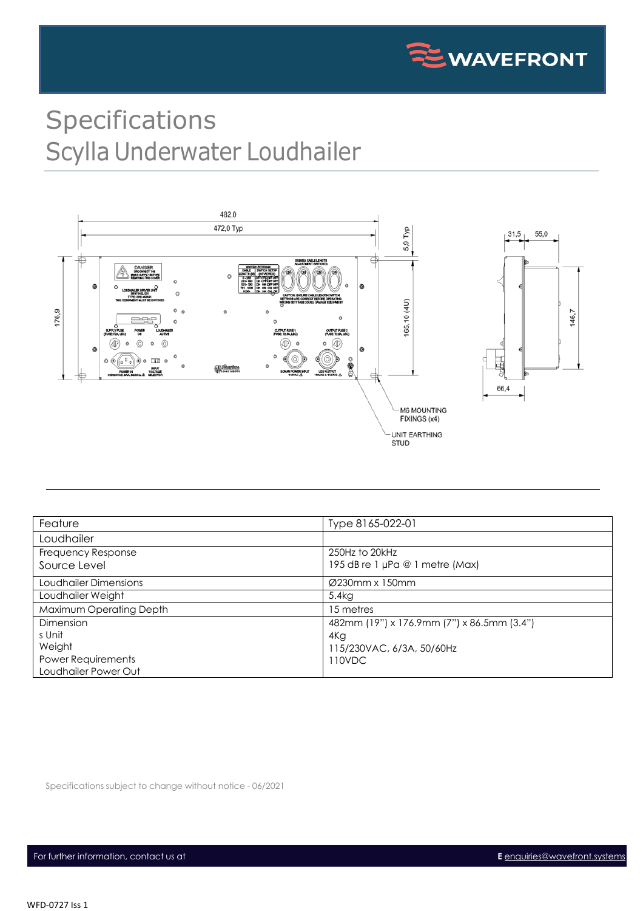# Specifications

## Scylla Underwater Loudhailer

482,0

472,0 Typ

5,9 Typ

31,5

55,0

176,9

165,10 (4U)

146,7

66,4

M6 MOUNTING FIXINGS (x4)

UNIT EARTHING STUD

| Feature | Type 8165-022-01 |
|---|---|
| Loudhailer | |
| Frequency Response<br>Source Level | 250Hz to 20kHz<br>195 dB re 1 µPa @ 1 metre (Max) |
| Loudhailer Dimensions | Ø230mm x 150mm |
| Loudhailer Weight | 5.4kg |
| Maximum Operating Depth | 15 metres |
| Dimension<br>s Unit<br>Weight<br>Power Requirements<br>Loudhailer Power Out | 482mm (19") x 176.9mm (7") x 86.5mm (3.4")<br>4Kg<br>115/230VAC, 6/3A, 50/60Hz<br>110VDC |

Specifications subject to change without notice - 06/2021

For further information, contact us at **E** enquiries@wavefront.systems

WFD-0727 Iss 1